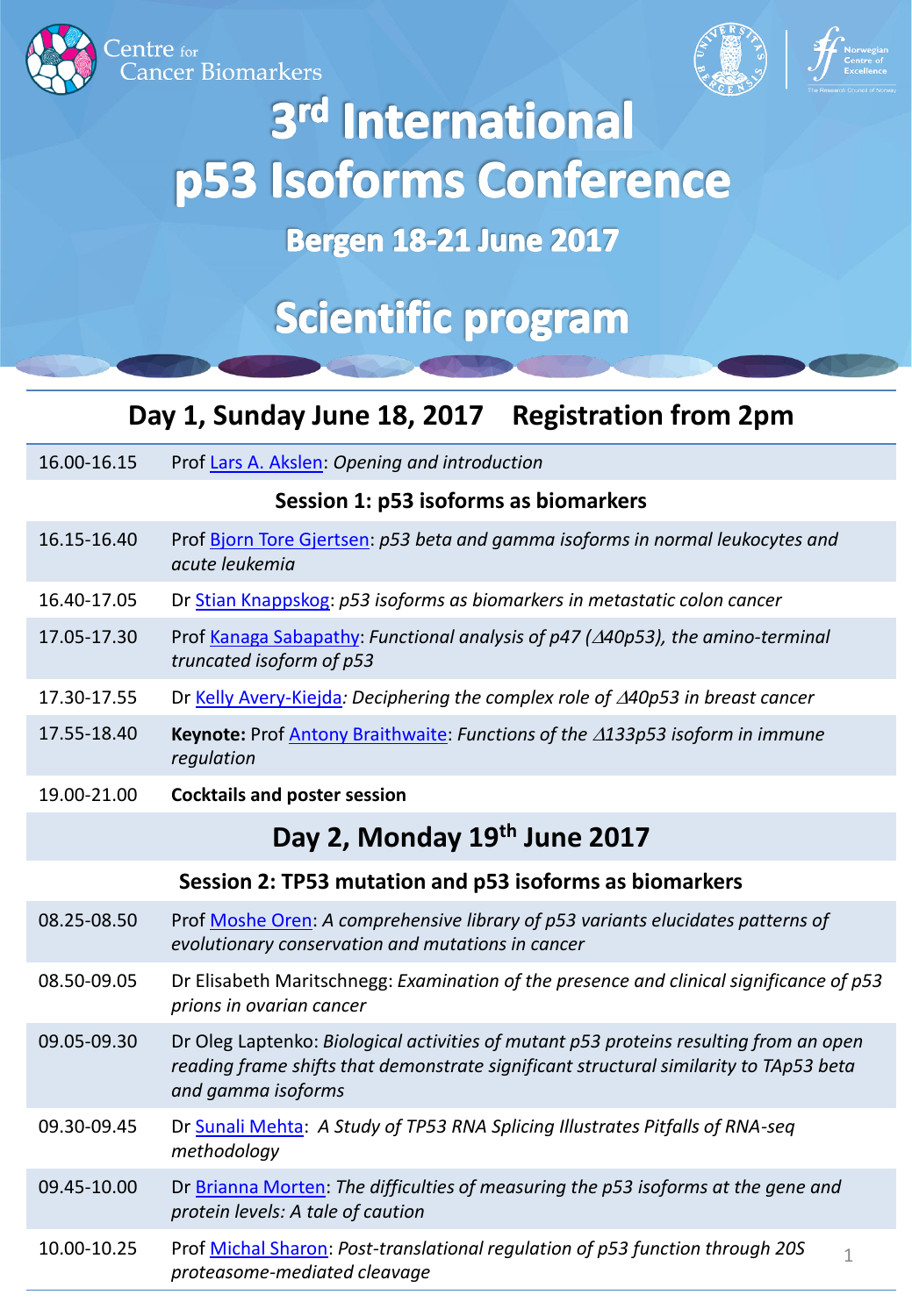Centre for Cancer Biomarkers

# 3rd International p53 Isoforms Conference

## Bergen 18-21 June 2017

# Scientific program

## Day 1, Sunday June 18, 2017 Registration from 2pm

| | |
|---|---|
| 16.00-16.15 | Prof Lars A. Akslen: *Opening and introduction* |
| | **Session 1: p53 isoforms as biomarkers** |
| 16.15-16.40 | Prof Bjorn Tore Gjertsen: *p53 beta and gamma isoforms in normal leukocytes and acute leukemia* |
| 16.40-17.05 | Dr Stian Knappskog: *p53 isoforms as biomarkers in metastatic colon cancer* |
| 17.05-17.30 | Prof Kanaga Sabapathy: *Functional analysis of p47 (Δ40p53), the amino-terminal truncated isoform of p53* |
| 17.30-17.55 | Dr Kelly Avery-Kiejda*: Deciphering the complex role of Δ40p53 in breast cancer* |
| 17.55-18.40 | **Keynote:** Prof Antony Braithwaite: *Functions of the Δ133p53 isoform in immune regulation* |
| 19.00-21.00 | **Cocktails and poster session** |

## Day 2, Monday 19th June 2017

| | |
|---|---|
| | **Session 2: TP53 mutation and p53 isoforms as biomarkers** |
| 08.25-08.50 | Prof Moshe Oren: *A comprehensive library of p53 variants elucidates patterns of evolutionary conservation and mutations in cancer* |
| 08.50-09.05 | Dr Elisabeth Maritschnegg: *Examination of the presence and clinical significance of p53 prions in ovarian cancer* |
| 09.05-09.30 | Dr Oleg Laptenko: *Biological activities of mutant p53 proteins resulting from an open reading frame shifts that demonstrate significant structural similarity to TAp53 beta and gamma isoforms* |
| 09.30-09.45 | Dr Sunali Mehta: *A Study of TP53 RNA Splicing Illustrates Pitfalls of RNA-seq methodology* |
| 09.45-10.00 | Dr Brianna Morten: *The difficulties of measuring the p53 isoforms at the gene and protein levels: A tale of caution* |
| 10.00-10.25 | Prof Michal Sharon: *Post-translational regulation of p53 function through 20S proteasome-mediated cleavage* |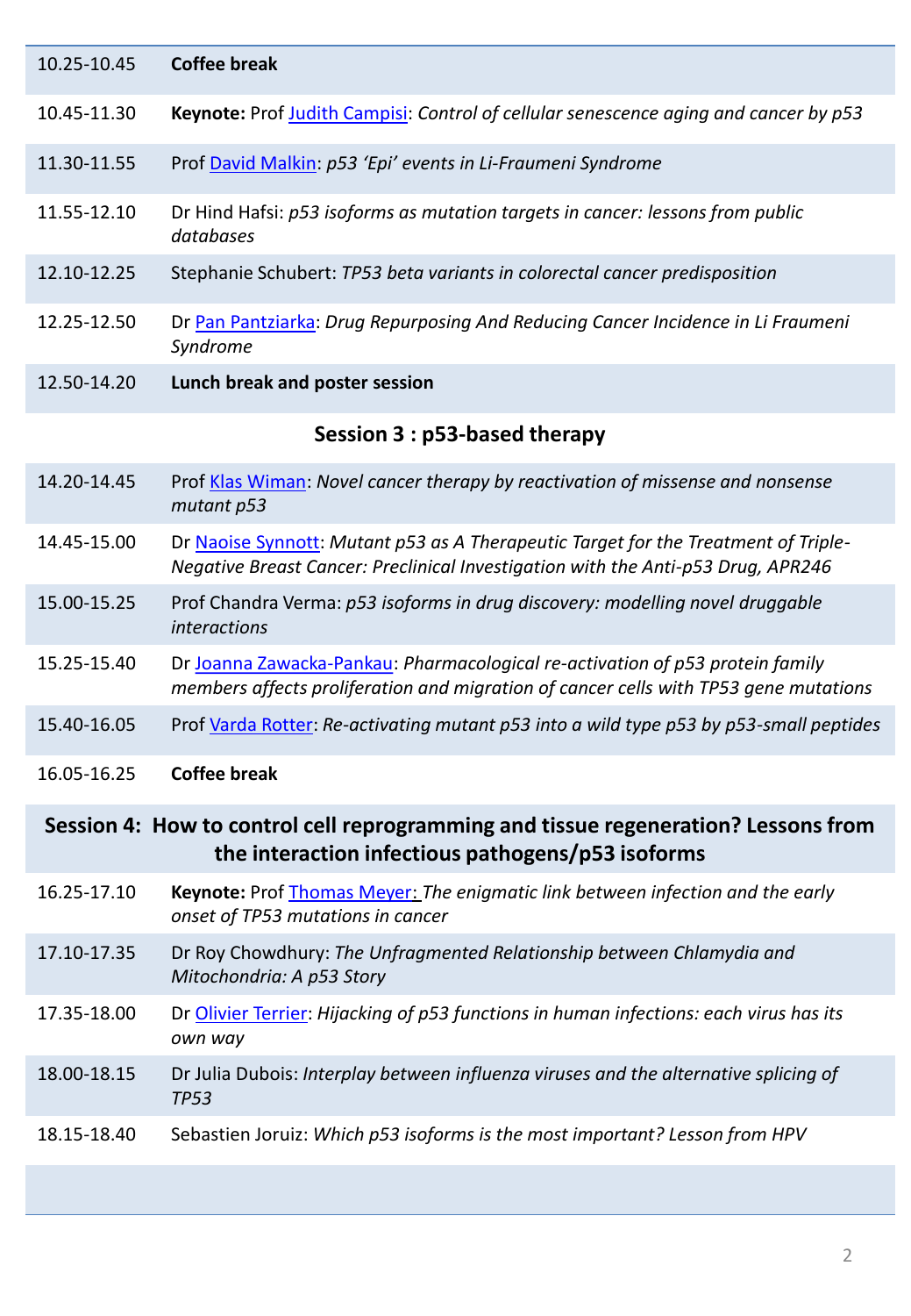| | |
|---|---|
| 10.25-10.45 | **Coffee break** |
| 10.45-11.30 | **Keynote:** Prof Judith Campisi: *Control of cellular senescence aging and cancer by p53* |
| 11.30-11.55 | Prof David Malkin: *p53 'Epi' events in Li-Fraumeni Syndrome* |
| 11.55-12.10 | Dr Hind Hafsi: *p53 isoforms as mutation targets in cancer: lessons from public databases* |
| 12.10-12.25 | Stephanie Schubert: *TP53 beta variants in colorectal cancer predisposition* |
| 12.25-12.50 | Dr Pan Pantziarka: *Drug Repurposing And Reducing Cancer Incidence in Li Fraumeni Syndrome* |
| 12.50-14.20 | **Lunch break and poster session** |

## Session 3 : p53-based therapy

| | |
|---|---|
| 14.20-14.45 | Prof Klas Wiman: *Novel cancer therapy by reactivation of missense and nonsense mutant p53* |
| 14.45-15.00 | Dr Naoise Synnott: *Mutant p53 as A Therapeutic Target for the Treatment of Triple-Negative Breast Cancer: Preclinical Investigation with the Anti-p53 Drug, APR246* |
| 15.00-15.25 | Prof Chandra Verma: *p53 isoforms in drug discovery: modelling novel druggable interactions* |
| 15.25-15.40 | Dr Joanna Zawacka-Pankau: *Pharmacological re-activation of p53 protein family members affects proliferation and migration of cancer cells with TP53 gene mutations* |
| 15.40-16.05 | Prof Varda Rotter: *Re-activating mutant p53 into a wild type p53 by p53-small peptides* |
| 16.05-16.25 | **Coffee break** |

## Session 4: How to control cell reprogramming and tissue regeneration? Lessons from the interaction infectious pathogens/p53 isoforms

| | |
|---|---|
| 16.25-17.10 | **Keynote:** Prof Thomas Meyer: *The enigmatic link between infection and the early onset of TP53 mutations in cancer* |
| 17.10-17.35 | Dr Roy Chowdhury: *The Unfragmented Relationship between Chlamydia and Mitochondria: A p53 Story* |
| 17.35-18.00 | Dr Olivier Terrier: *Hijacking of p53 functions in human infections: each virus has its own way* |
| 18.00-18.15 | Dr Julia Dubois: *Interplay between influenza viruses and the alternative splicing of TP53* |
| 18.15-18.40 | Sebastien Joruiz: *Which p53 isoforms is the most important? Lesson from HPV* |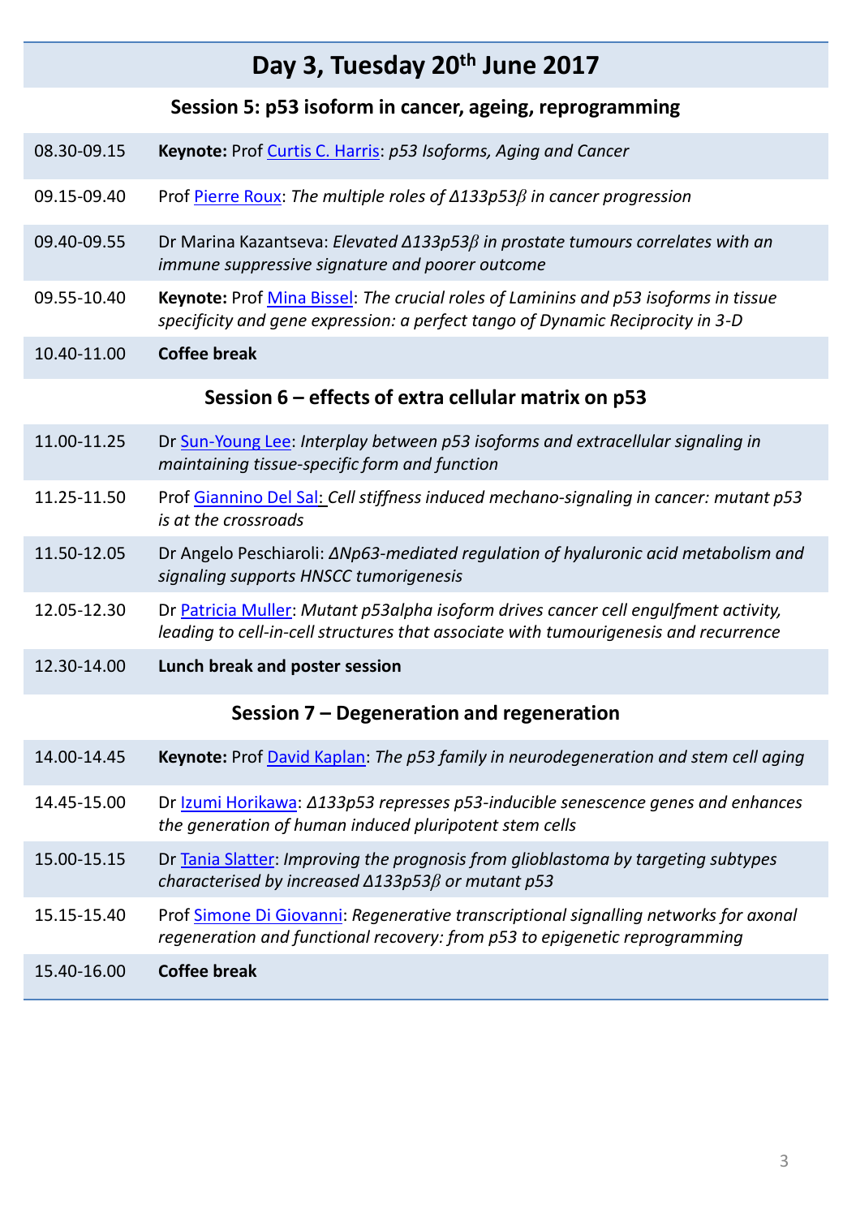# Day 3, Tuesday 20th June 2017

## Session 5: p53 isoform in cancer, ageing, reprogramming

| | |
|---|---|
| 08.30-09.15 | **Keynote:** Prof Curtis C. Harris: *p53 Isoforms, Aging and Cancer* |
| 09.15-09.40 | Prof Pierre Roux: *The multiple roles of Δ133p53β in cancer progression* |
| 09.40-09.55 | Dr Marina Kazantseva: *Elevated Δ133p53β in prostate tumours correlates with an immune suppressive signature and poorer outcome* |
| 09.55-10.40 | **Keynote:** Prof Mina Bissel: *The crucial roles of Laminins and p53 isoforms in tissue specificity and gene expression: a perfect tango of Dynamic Reciprocity in 3-D* |
| 10.40-11.00 | **Coffee break** |

## Session 6 – effects of extra cellular matrix on p53

| | |
|---|---|
| 11.00-11.25 | Dr Sun-Young Lee: *Interplay between p53 isoforms and extracellular signaling in maintaining tissue-specific form and function* |
| 11.25-11.50 | Prof Giannino Del Sal: *Cell stiffness induced mechano-signaling in cancer: mutant p53 is at the crossroads* |
| 11.50-12.05 | Dr Angelo Peschiaroli: *ΔNp63-mediated regulation of hyaluronic acid metabolism and signaling supports HNSCC tumorigenesis* |
| 12.05-12.30 | Dr Patricia Muller: *Mutant p53alpha isoform drives cancer cell engulfment activity, leading to cell-in-cell structures that associate with tumourigenesis and recurrence* |
| 12.30-14.00 | **Lunch break and poster session** |

## Session 7 – Degeneration and regeneration

| | |
|---|---|
| 14.00-14.45 | **Keynote:** Prof David Kaplan: *The p53 family in neurodegeneration and stem cell aging* |
| 14.45-15.00 | Dr Izumi Horikawa: *Δ133p53 represses p53-inducible senescence genes and enhances the generation of human induced pluripotent stem cells* |
| 15.00-15.15 | Dr Tania Slatter: *Improving the prognosis from glioblastoma by targeting subtypes characterised by increased Δ133p53β or mutant p53* |
| 15.15-15.40 | Prof Simone Di Giovanni: *Regenerative transcriptional signalling networks for axonal regeneration and functional recovery: from p53 to epigenetic reprogramming* |
| 15.40-16.00 | **Coffee break** |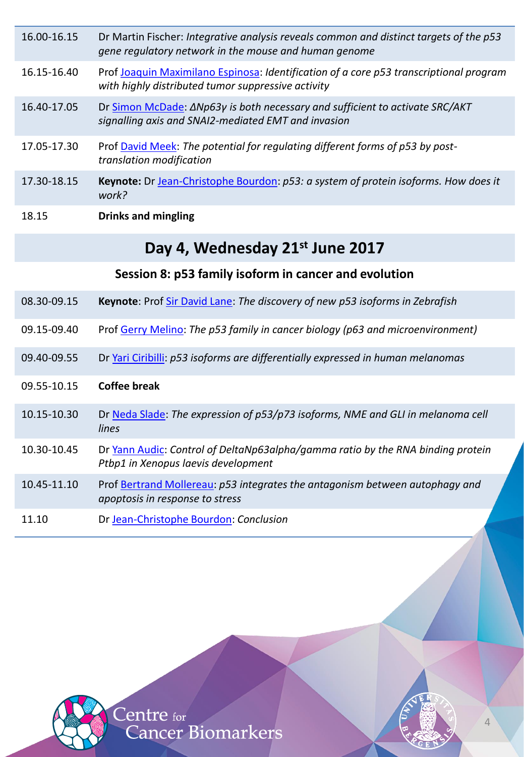| | |
|---|---|
| 16.00-16.15 | Dr Martin Fischer: *Integrative analysis reveals common and distinct targets of the p53 gene regulatory network in the mouse and human genome* |
| 16.15-16.40 | Prof Joaquin Maximilano Espinosa: *Identification of a core p53 transcriptional program with highly distributed tumor suppressive activity* |
| 16.40-17.05 | Dr Simon McDade: *ΔNp63γ is both necessary and sufficient to activate SRC/AKT signalling axis and SNAI2-mediated EMT and invasion* |
| 17.05-17.30 | Prof David Meek: *The potential for regulating different forms of p53 by post-translation modification* |
| 17.30-18.15 | **Keynote:** Dr Jean-Christophe Bourdon: *p53: a system of protein isoforms. How does it work?* |
| 18.15 | **Drinks and mingling** |

## Day 4, Wednesday 21st June 2017

### Session 8: p53 family isoform in cancer and evolution

| | |
|---|---|
| 08.30-09.15 | **Keynote**: Prof Sir David Lane: *The discovery of new p53 isoforms in Zebrafish* |
| 09.15-09.40 | Prof Gerry Melino: *The p53 family in cancer biology (p63 and microenvironment)* |
| 09.40-09.55 | Dr Yari Ciribilli: *p53 isoforms are differentially expressed in human melanomas* |
| 09.55-10.15 | **Coffee break** |
| 10.15-10.30 | Dr Neda Slade: *The expression of p53/p73 isoforms, NME and GLI in melanoma cell lines* |
| 10.30-10.45 | Dr Yann Audic: *Control of DeltaNp63alpha/gamma ratio by the RNA binding protein Ptbp1 in Xenopus laevis development* |
| 10.45-11.10 | Prof Bertrand Mollereau: *p53 integrates the antagonism between autophagy and apoptosis in response to stress* |
| 11.10 | Dr Jean-Christophe Bourdon: *Conclusion* |

Centre for Cancer Biomarkers